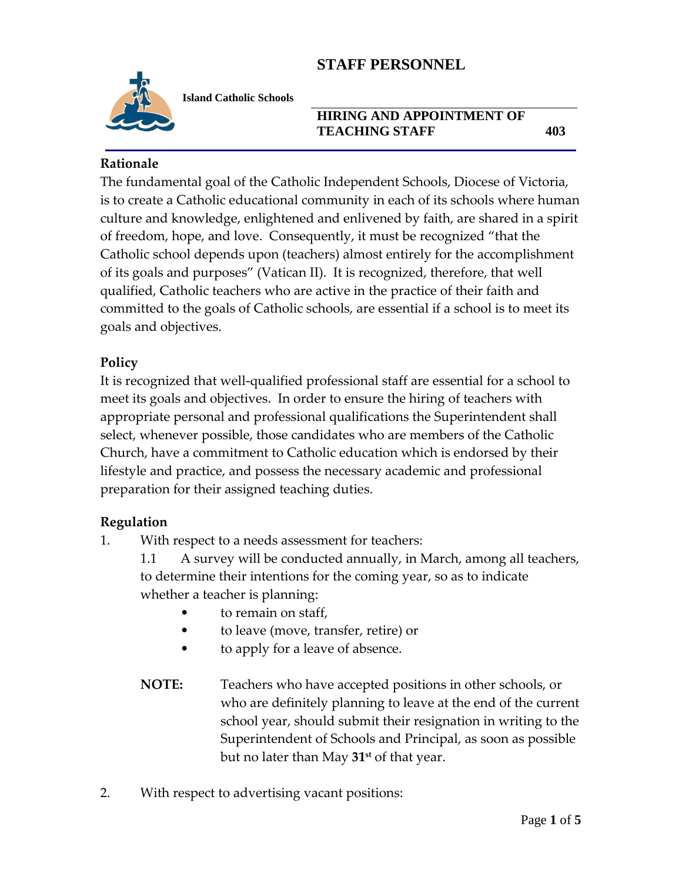# STAFF PERSONNEL

**Island Catholic Schools**

## HIRING AND APPOINTMENT OF TEACHING STAFF 403

### Rationale

The fundamental goal of the Catholic Independent Schools, Diocese of Victoria, is to create a Catholic educational community in each of its schools where human culture and knowledge, enlightened and enlivened by faith, are shared in a spirit of freedom, hope, and love. Consequently, it must be recognized "that the Catholic school depends upon (teachers) almost entirely for the accomplishment of its goals and purposes" (Vatican II). It is recognized, therefore, that well qualified, Catholic teachers who are active in the practice of their faith and committed to the goals of Catholic schools, are essential if a school is to meet its goals and objectives.

### Policy

It is recognized that well-qualified professional staff are essential for a school to meet its goals and objectives. In order to ensure the hiring of teachers with appropriate personal and professional qualifications the Superintendent shall select, whenever possible, those candidates who are members of the Catholic Church, have a commitment to Catholic education which is endorsed by their lifestyle and practice, and possess the necessary academic and professional preparation for their assigned teaching duties.

### Regulation

1. With respect to a needs assessment for teachers:

   1.1 A survey will be conducted annually, in March, among all teachers, to determine their intentions for the coming year, so as to indicate whether a teacher is planning:

   - to remain on staff,
   - to leave (move, transfer, retire) or
   - to apply for a leave of absence.

   **NOTE:** Teachers who have accepted positions in other schools, or who are definitely planning to leave at the end of the current school year, should submit their resignation in writing to the Superintendent of Schools and Principal, as soon as possible but no later than May **31st** of that year.

2. With respect to advertising vacant positions: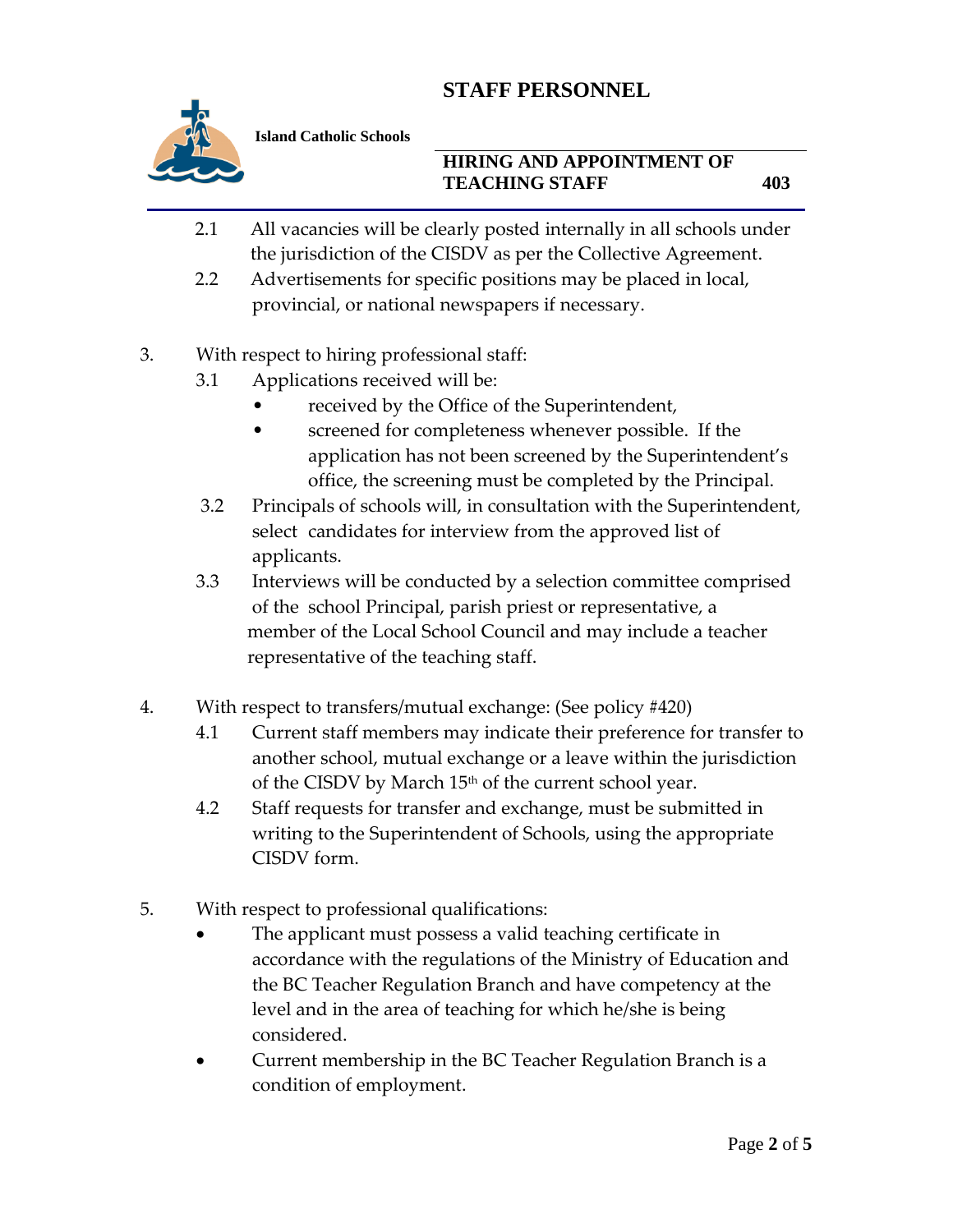2.1 All vacancies will be clearly posted internally in all schools under the jurisdiction of the CISDV as per the Collective Agreement.

2.2 Advertisements for specific positions may be placed in local, provincial, or national newspapers if necessary.

3. With respect to hiring professional staff:

   3.1 Applications received will be:
   - received by the Office of the Superintendent,
   - screened for completeness whenever possible. If the application has not been screened by the Superintendent's office, the screening must be completed by the Principal.

   3.2 Principals of schools will, in consultation with the Superintendent, select candidates for interview from the approved list of applicants.

   3.3 Interviews will be conducted by a selection committee comprised of the school Principal, parish priest or representative, a member of the Local School Council and may include a teacher representative of the teaching staff.

4. With respect to transfers/mutual exchange: (See policy #420)

   4.1 Current staff members may indicate their preference for transfer to another school, mutual exchange or a leave within the jurisdiction of the CISDV by March 15th of the current school year.

   4.2 Staff requests for transfer and exchange, must be submitted in writing to the Superintendent of Schools, using the appropriate CISDV form.

5. With respect to professional qualifications:
   - The applicant must possess a valid teaching certificate in accordance with the regulations of the Ministry of Education and the BC Teacher Regulation Branch and have competency at the level and in the area of teaching for which he/she is being considered.
   - Current membership in the BC Teacher Regulation Branch is a condition of employment.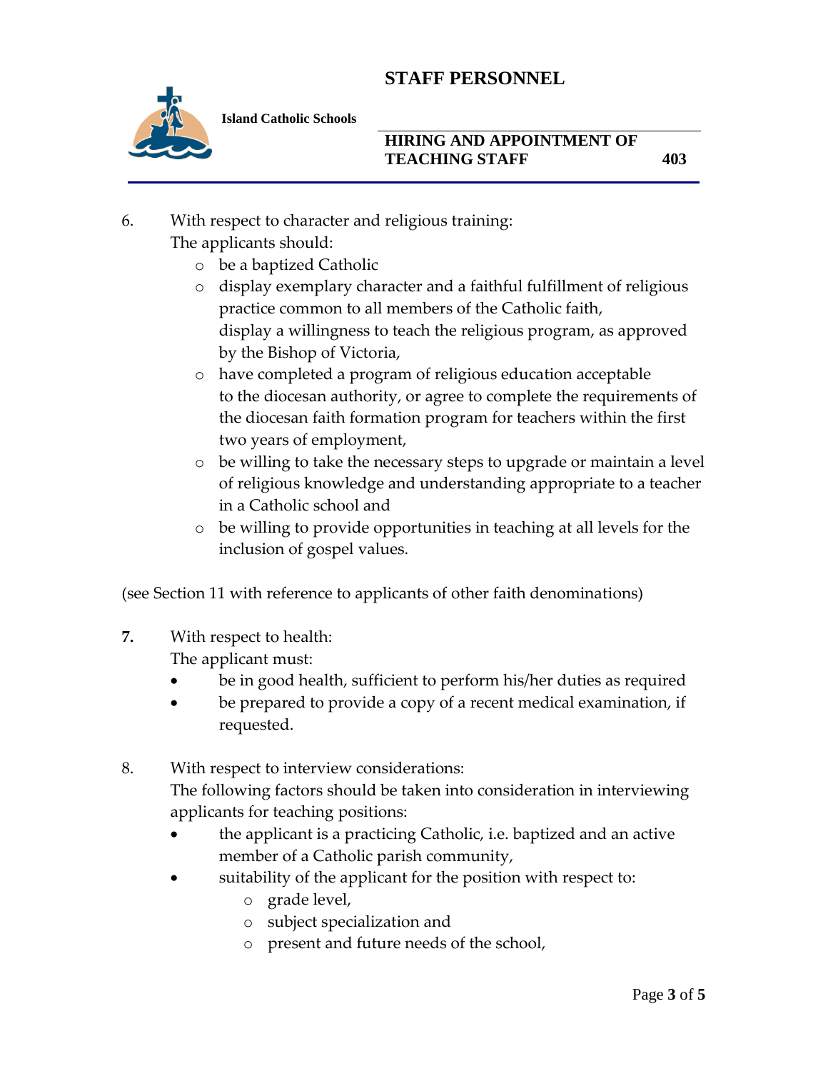6. With respect to character and religious training:
   The applicants should:
   - be a baptized Catholic
   - display exemplary character and a faithful fulfillment of religious practice common to all members of the Catholic faith,
     display a willingness to teach the religious program, as approved by the Bishop of Victoria,
   - have completed a program of religious education acceptable to the diocesan authority, or agree to complete the requirements of the diocesan faith formation program for teachers within the first two years of employment,
   - be willing to take the necessary steps to upgrade or maintain a level of religious knowledge and understanding appropriate to a teacher in a Catholic school and
   - be willing to provide opportunities in teaching at all levels for the inclusion of gospel values.

(see Section 11 with reference to applicants of other faith denominations)

**7.** With respect to health:
   The applicant must:
   - be in good health, sufficient to perform his/her duties as required
   - be prepared to provide a copy of a recent medical examination, if requested.

8. With respect to interview considerations:
   The following factors should be taken into consideration in interviewing applicants for teaching positions:
   - the applicant is a practicing Catholic, i.e. baptized and an active member of a Catholic parish community,
   - suitability of the applicant for the position with respect to:
     - grade level,
     - subject specialization and
     - present and future needs of the school,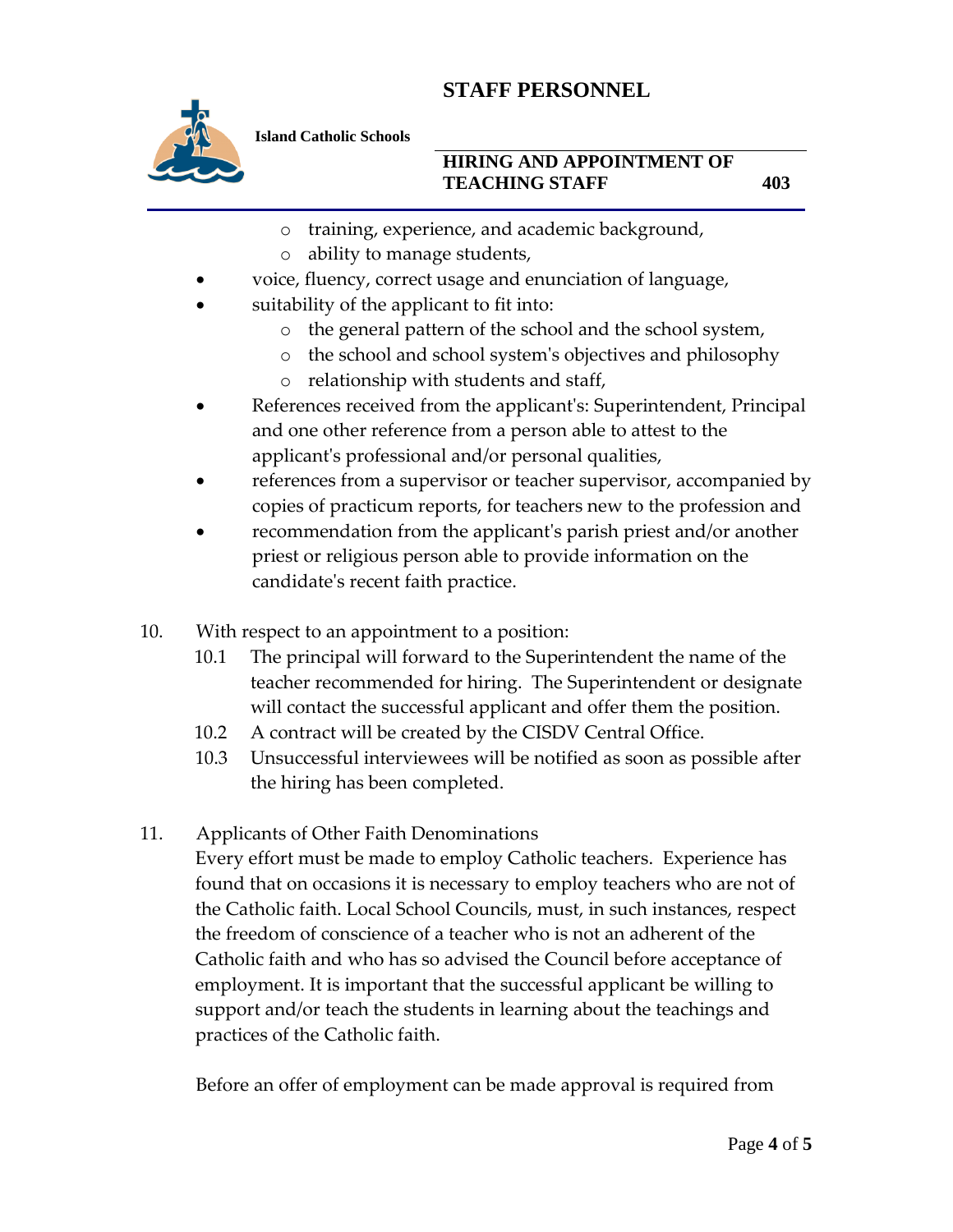- training, experience, and academic background,
    - ability to manage students,
- voice, fluency, correct usage and enunciation of language,
- suitability of the applicant to fit into:
    - the general pattern of the school and the school system,
    - the school and school system's objectives and philosophy
    - relationship with students and staff,
- References received from the applicant's: Superintendent, Principal and one other reference from a person able to attest to the applicant's professional and/or personal qualities,
- references from a supervisor or teacher supervisor, accompanied by copies of practicum reports, for teachers new to the profession and
- recommendation from the applicant's parish priest and/or another priest or religious person able to provide information on the candidate's recent faith practice.

10. With respect to an appointment to a position:
    - 10.1 The principal will forward to the Superintendent the name of the teacher recommended for hiring. The Superintendent or designate will contact the successful applicant and offer them the position.
    - 10.2 A contract will be created by the CISDV Central Office.
    - 10.3 Unsuccessful interviewees will be notified as soon as possible after the hiring has been completed.

11. Applicants of Other Faith Denominations

    Every effort must be made to employ Catholic teachers. Experience has found that on occasions it is necessary to employ teachers who are not of the Catholic faith. Local School Councils, must, in such instances, respect the freedom of conscience of a teacher who is not an adherent of the Catholic faith and who has so advised the Council before acceptance of employment. It is important that the successful applicant be willing to support and/or teach the students in learning about the teachings and practices of the Catholic faith.

    Before an offer of employment can be made approval is required from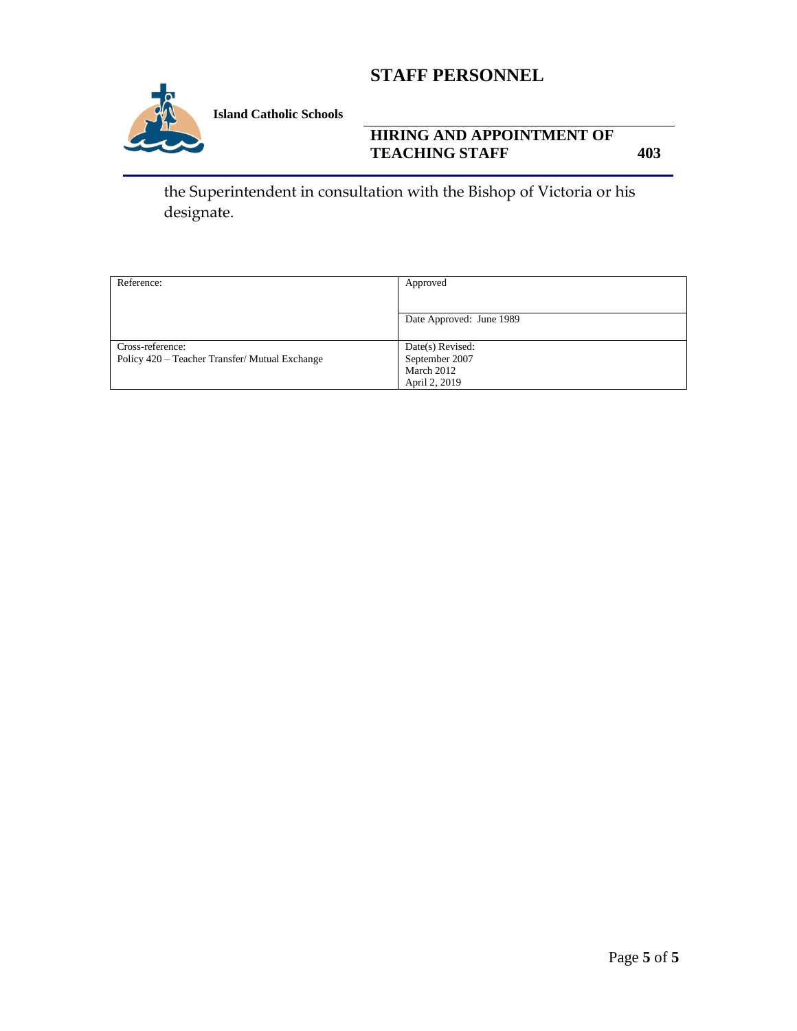the Superintendent in consultation with the Bishop of Victoria or his designate.

| | |
|---|---|
| Reference: | Approved |
| | Date Approved: June 1989 |
| Cross-reference:<br>Policy 420 – Teacher Transfer/ Mutual Exchange | Date(s) Revised:<br>September 2007<br>March 2012<br>April 2, 2019 |